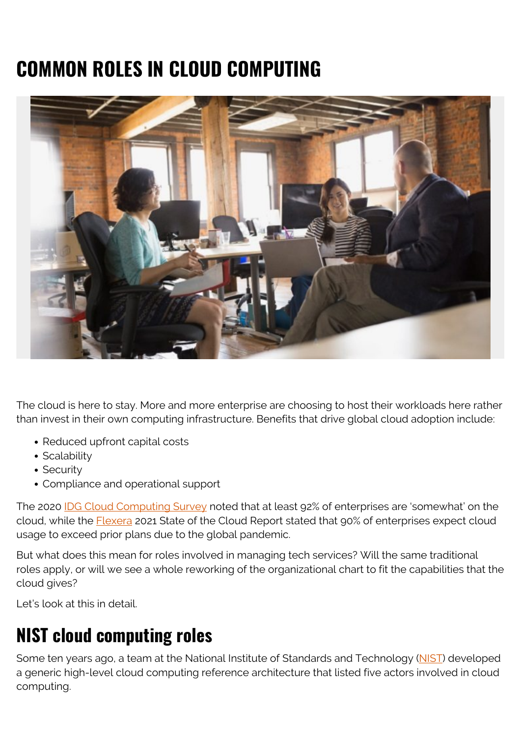# COMMON ROLES IN CLOUD COMPUTING

The cloud is here to stay. More and more enterprise are choosing to host their workloads here rather than invest in their own computing infrastructure. Benefits that drive global cloud adoption include:

- Reduced upfront capital costs
- Scalability
- Security
- Compliance and operational support

The 2020 IDG Cloud Computing Survey noted that at least 92% of enterprises are 'somewhat' on the cloud, while the Flexera 2021 State of the Cloud Report stated that 90% of enterprises expect cloud usage to exceed prior plans due to the global pandemic.

But what does this mean for roles involved in managing tech services? Will the same traditional roles apply, or will we see a whole reworking of the organizational chart to fit the capabilities that the cloud gives?

Let's look at this in detail.

## NIST cloud computing roles

Some ten years ago, a team at the National Institute of Standards and Technology (NIST) developed a generic high-level cloud computing reference architecture that listed five actors involved in cloud computing.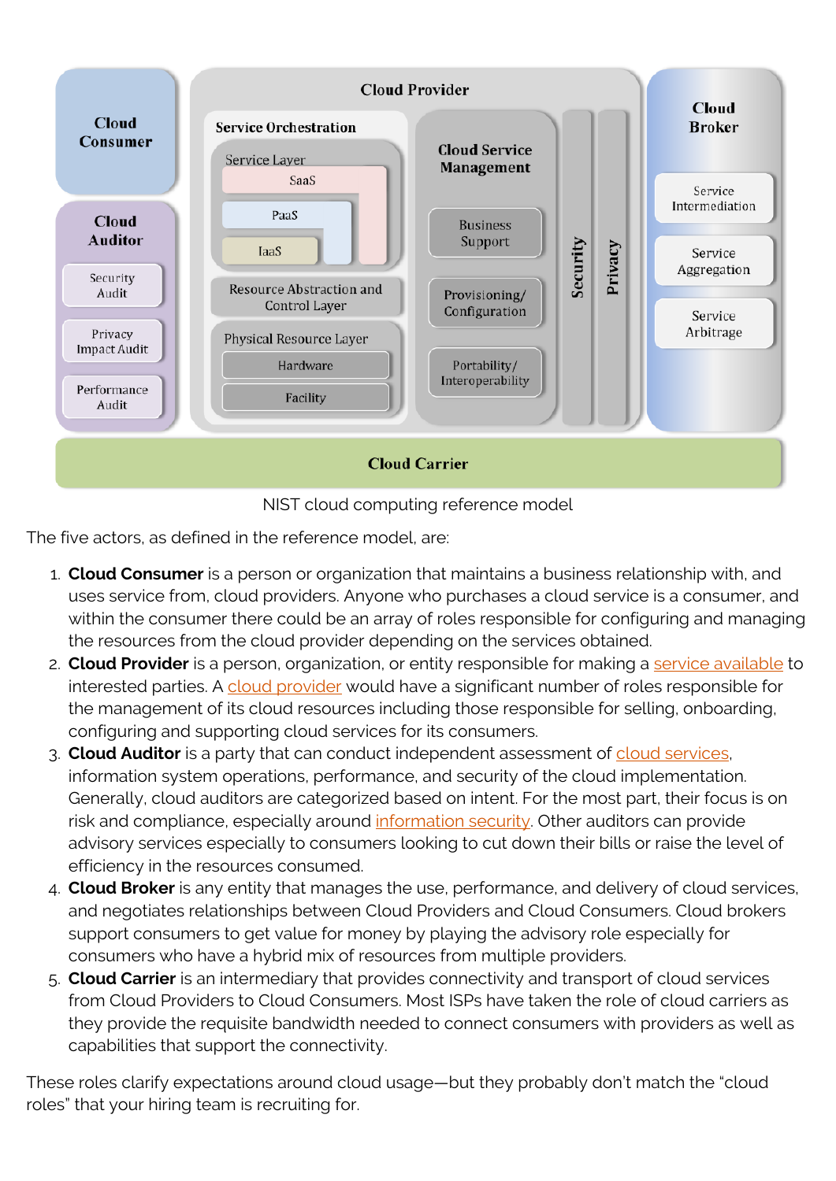NIST cloud computing reference model

The five actors, as defined in the reference model, are:

1. **Cloud Consumer** is a person or organization that maintains a business relationship with, and uses service from, cloud providers. Anyone who purchases a cloud service is a consumer, and within the consumer there could be an array of roles responsible for configuring and managing the resources from the cloud provider depending on the services obtained.
2. **Cloud Provider** is a person, organization, or entity responsible for making a service available to interested parties. A cloud provider would have a significant number of roles responsible for the management of its cloud resources including those responsible for selling, onboarding, configuring and supporting cloud services for its consumers.
3. **Cloud Auditor** is a party that can conduct independent assessment of cloud services, information system operations, performance, and security of the cloud implementation. Generally, cloud auditors are categorized based on intent. For the most part, their focus is on risk and compliance, especially around information security. Other auditors can provide advisory services especially to consumers looking to cut down their bills or raise the level of efficiency in the resources consumed.
4. **Cloud Broker** is any entity that manages the use, performance, and delivery of cloud services, and negotiates relationships between Cloud Providers and Cloud Consumers. Cloud brokers support consumers to get value for money by playing the advisory role especially for consumers who have a hybrid mix of resources from multiple providers.
5. **Cloud Carrier** is an intermediary that provides connectivity and transport of cloud services from Cloud Providers to Cloud Consumers. Most ISPs have taken the role of cloud carriers as they provide the requisite bandwidth needed to connect consumers with providers as well as capabilities that support the connectivity.

These roles clarify expectations around cloud usage—but they probably don't match the "cloud roles" that your hiring team is recruiting for.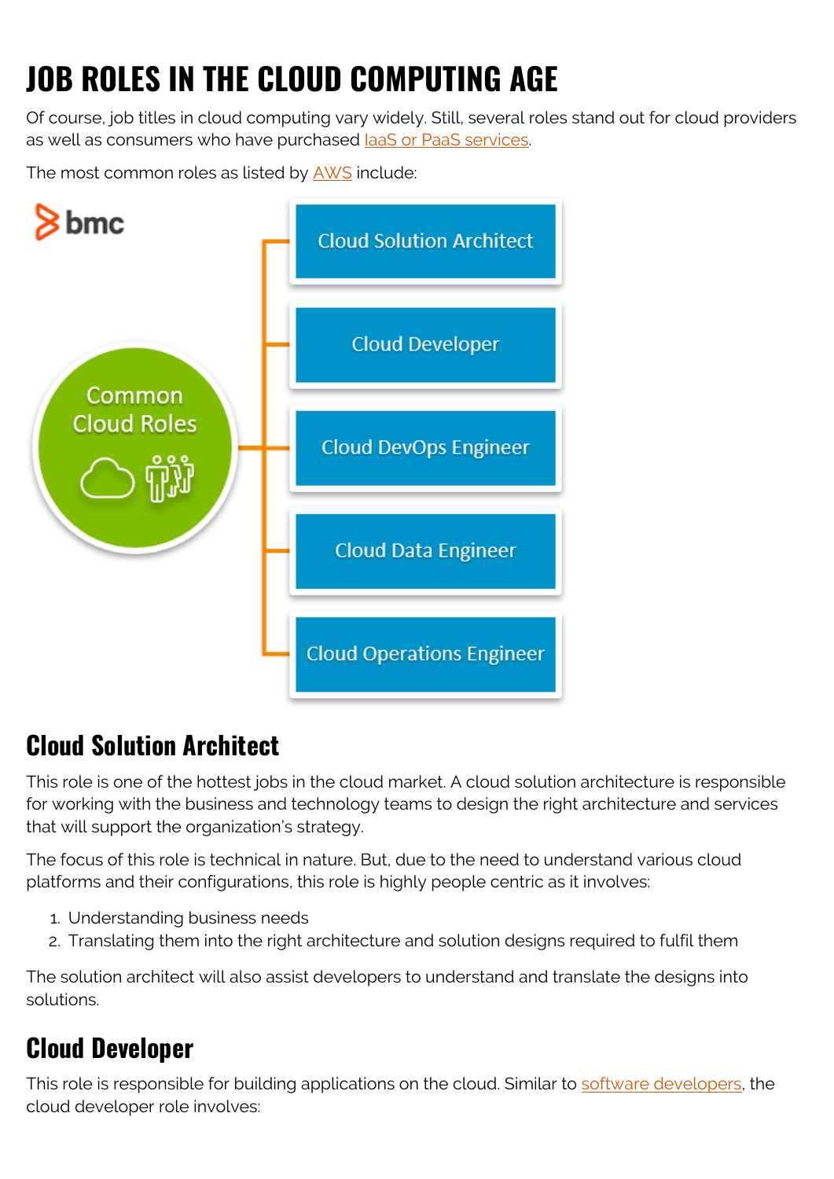# JOB ROLES IN THE CLOUD COMPUTING AGE

Of course, job titles in cloud computing vary widely. Still, several roles stand out for cloud providers as well as consumers who have purchased IaaS or PaaS services.

The most common roles as listed by AWS include:

- Cloud Solution Architect
- Cloud Developer
- Cloud DevOps Engineer
- Cloud Data Engineer
- Cloud Operations Engineer

## Cloud Solution Architect

This role is one of the hottest jobs in the cloud market. A cloud solution architecture is responsible for working with the business and technology teams to design the right architecture and services that will support the organization's strategy.

The focus of this role is technical in nature. But, due to the need to understand various cloud platforms and their configurations, this role is highly people centric as it involves:

1. Understanding business needs
2. Translating them into the right architecture and solution designs required to fulfil them

The solution architect will also assist developers to understand and translate the designs into solutions.

## Cloud Developer

This role is responsible for building applications on the cloud. Similar to software developers, the cloud developer role involves: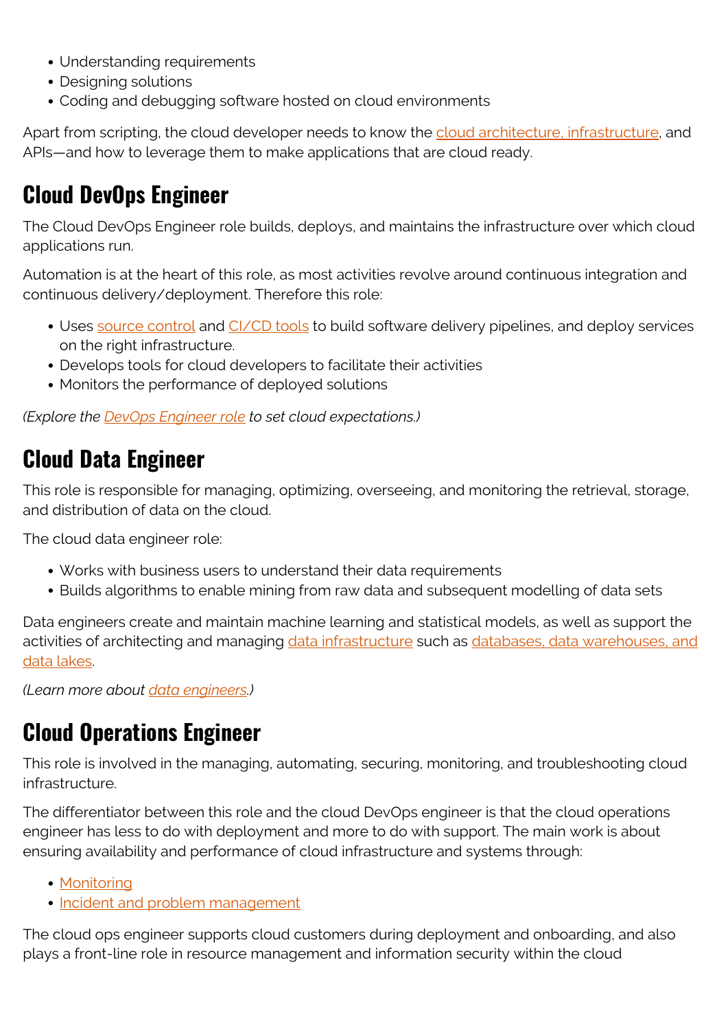- Understanding requirements
- Designing solutions
- Coding and debugging software hosted on cloud environments

Apart from scripting, the cloud developer needs to know the cloud architecture, infrastructure, and APIs—and how to leverage them to make applications that are cloud ready.

## Cloud DevOps Engineer

The Cloud DevOps Engineer role builds, deploys, and maintains the infrastructure over which cloud applications run.

Automation is at the heart of this role, as most activities revolve around continuous integration and continuous delivery/deployment. Therefore this role:

- Uses source control and CI/CD tools to build software delivery pipelines, and deploy services on the right infrastructure.
- Develops tools for cloud developers to facilitate their activities
- Monitors the performance of deployed solutions

*(Explore the DevOps Engineer role to set cloud expectations.)*

## Cloud Data Engineer

This role is responsible for managing, optimizing, overseeing, and monitoring the retrieval, storage, and distribution of data on the cloud.

The cloud data engineer role:

- Works with business users to understand their data requirements
- Builds algorithms to enable mining from raw data and subsequent modelling of data sets

Data engineers create and maintain machine learning and statistical models, as well as support the activities of architecting and managing data infrastructure such as databases, data warehouses, and data lakes.

*(Learn more about data engineers.)*

## Cloud Operations Engineer

This role is involved in the managing, automating, securing, monitoring, and troubleshooting cloud infrastructure.

The differentiator between this role and the cloud DevOps engineer is that the cloud operations engineer has less to do with deployment and more to do with support. The main work is about ensuring availability and performance of cloud infrastructure and systems through:

- Monitoring
- Incident and problem management

The cloud ops engineer supports cloud customers during deployment and onboarding, and also plays a front-line role in resource management and information security within the cloud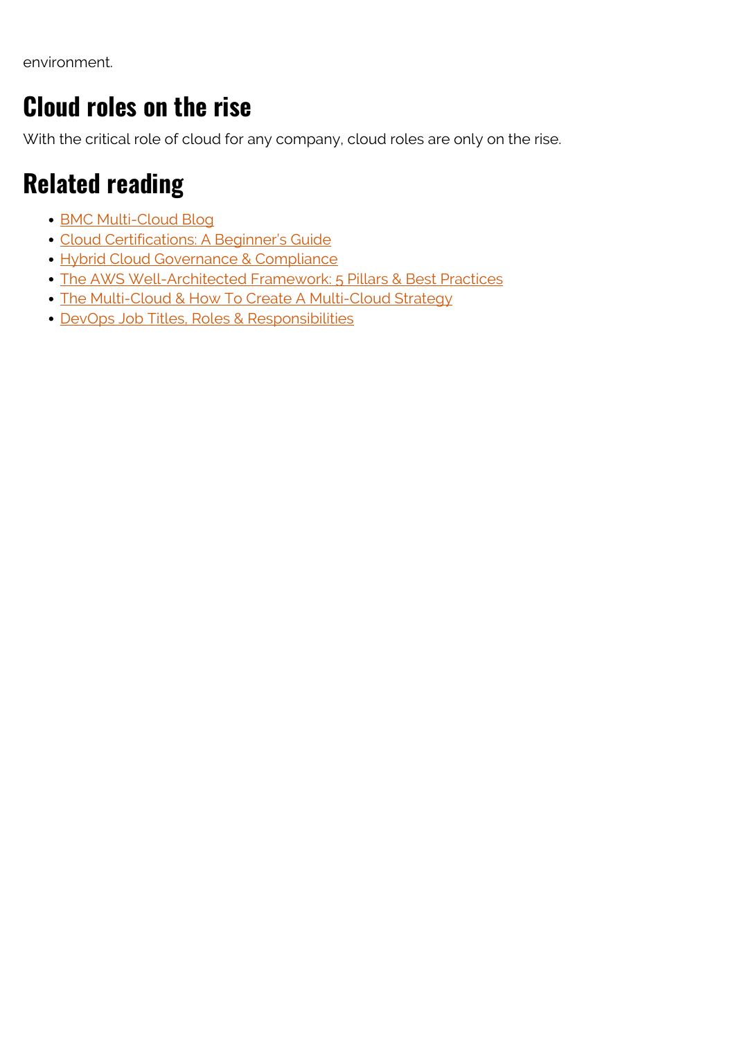environment.

## Cloud roles on the rise

With the critical role of cloud for any company, cloud roles are only on the rise.

## Related reading

- BMC Multi-Cloud Blog
- Cloud Certifications: A Beginner's Guide
- Hybrid Cloud Governance & Compliance
- The AWS Well-Architected Framework: 5 Pillars & Best Practices
- The Multi-Cloud & How To Create A Multi-Cloud Strategy
- DevOps Job Titles, Roles & Responsibilities